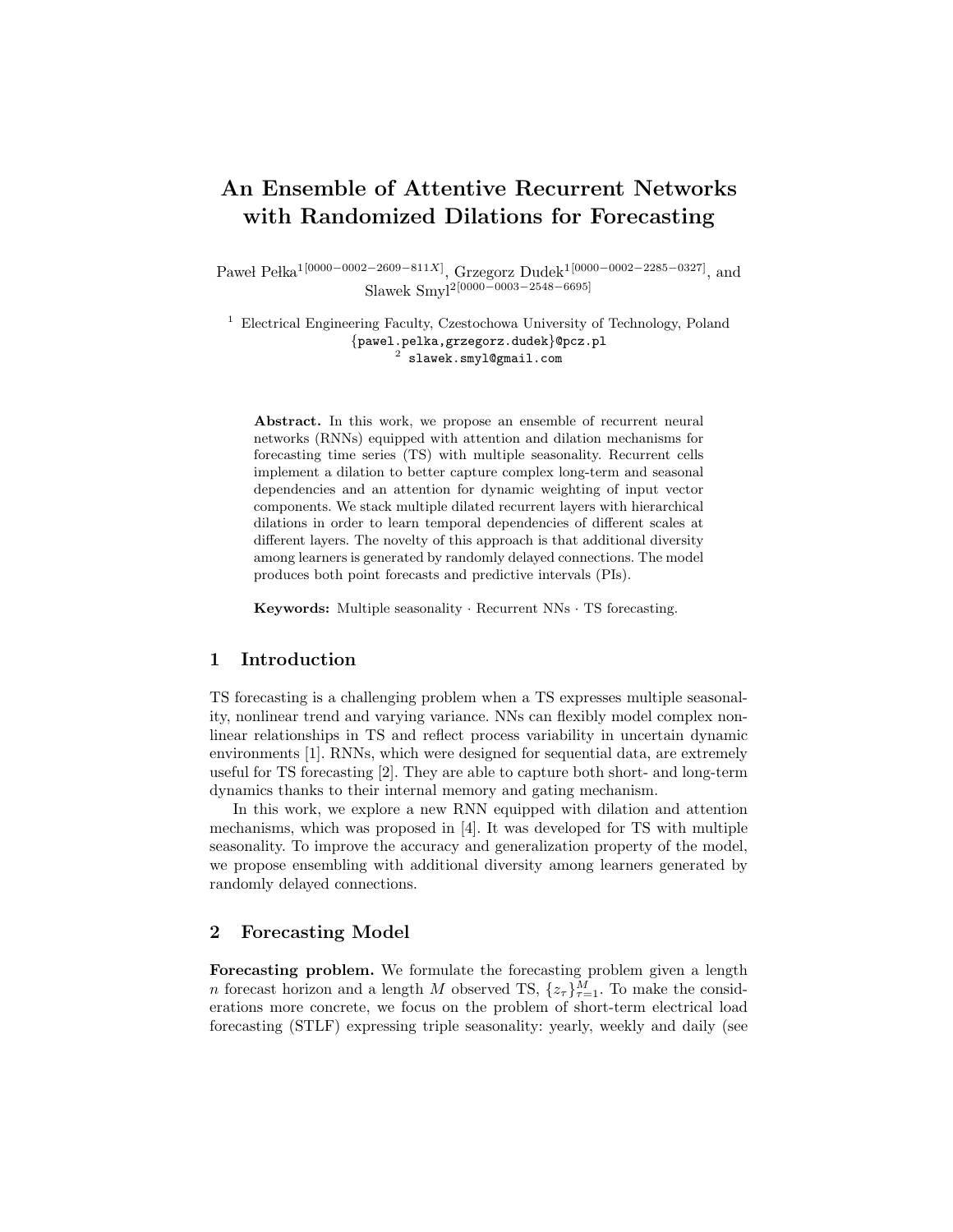# An Ensemble of Attentive Recurrent Networks with Randomized Dilations for Forecasting

Paweł Pełka[1[0000−0002−2609−811X]], Grzegorz Dudek[1[0000−0002−2285−0327]], and Slawek Smyl[2[0000−0003−2548−6695]]

[1] Electrical Engineering Faculty, Czestochowa University of Technology, Poland
{pawel.pelka,grzegorz.dudek}@pcz.pl
[2] slawek.smyl@gmail.com

**Abstract.** In this work, we propose an ensemble of recurrent neural networks (RNNs) equipped with attention and dilation mechanisms for forecasting time series (TS) with multiple seasonality. Recurrent cells implement a dilation to better capture complex long-term and seasonal dependencies and an attention for dynamic weighting of input vector components. We stack multiple dilated recurrent layers with hierarchical dilations in order to learn temporal dependencies of different scales at different layers. The novelty of this approach is that additional diversity among learners is generated by randomly delayed connections. The model produces both point forecasts and predictive intervals (PIs).

**Keywords:** Multiple seasonality · Recurrent NNs · TS forecasting.

## 1 Introduction

TS forecasting is a challenging problem when a TS expresses multiple seasonality, nonlinear trend and varying variance. NNs can flexibly model complex nonlinear relationships in TS and reflect process variability in uncertain dynamic environments [1]. RNNs, which were designed for sequential data, are extremely useful for TS forecasting [2]. They are able to capture both short- and long-term dynamics thanks to their internal memory and gating mechanism.

In this work, we explore a new RNN equipped with dilation and attention mechanisms, which was proposed in [4]. It was developed for TS with multiple seasonality. To improve the accuracy and generalization property of the model, we propose ensembling with additional diversity among learners generated by randomly delayed connections.

## 2 Forecasting Model

**Forecasting problem.** We formulate the forecasting problem given a length $n$ forecast horizon and a length $M$ observed TS, $\{z_\tau\}_{\tau=1}^{M}$. To make the considerations more concrete, we focus on the problem of short-term electrical load forecasting (STLF) expressing triple seasonality: yearly, weekly and daily (see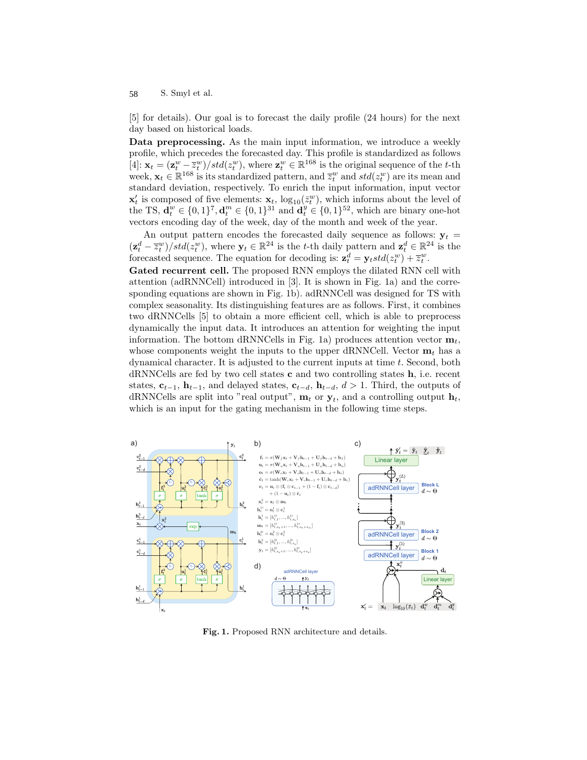[5] for details). Our goal is to forecast the daily profile (24 hours) for the next day based on historical loads.

**Data preprocessing.** As the main input information, we introduce a weekly profile, which precedes the forecasted day. This profile is standardized as follows [4]: $\mathbf{x}_t = (\mathbf{z}_t^w - \overline{z}_t^w)/std(z_t^w)$, where $\mathbf{z}_t^w \in \mathbb{R}^{168}$ is the original sequence of the $t$-th week, $\mathbf{x}_t \in \mathbb{R}^{168}$ is its standardized pattern, and $\overline{z}_t^w$ and $std(z_t^w)$ are its mean and standard deviation, respectively. To enrich the input information, input vector $\mathbf{x}'_t$ is composed of five elements: $\mathbf{x}_t$, $\log_{10}(\bar{z}_t^w)$, which informs about the level of the TS, $\mathbf{d}_t^w \in \{0,1\}^7, \mathbf{d}_t^m \in \{0,1\}^{31}$ and $\mathbf{d}_t^y \in \{0,1\}^{52}$, which are binary one-hot vectors encoding day of the week, day of the month and week of the year.

An output pattern encodes the forecasted daily sequence as follows: $\mathbf{y}_t = (\mathbf{z}_t^d - \overline{z}_t^w)/std(z_t^w)$, where $\mathbf{y}_t \in \mathbb{R}^{24}$ is the $t$-th daily pattern and $\mathbf{z}_t^d \in \mathbb{R}^{24}$ is the forecasted sequence. The equation for decoding is: $\mathbf{z}_t^d = \mathbf{y}_t std(z_t^w) + \overline{z}_t^w$.

**Gated recurrent cell.** The proposed RNN employs the dilated RNN cell with attention (adRNNCell) introduced in [3]. It is shown in Fig. 1a) and the corresponding equations are shown in Fig. 1b). adRNNCell was designed for TS with complex seasonality. Its distinguishing features are as follows. First, it combines two dRNNCells [5] to obtain a more efficient cell, which is able to preprocess dynamically the input data. It introduces an attention for weighting the input information. The bottom dRNNCells in Fig. 1a) produces attention vector $\mathbf{m}_t$, whose components weight the inputs to the upper dRNNCell. Vector $\mathbf{m}_t$ has a dynamical character. It is adjusted to the current inputs at time $t$. Second, both dRNNCells are fed by two cell states $\mathbf{c}$ and two controlling states $\mathbf{h}$, i.e. recent states, $\mathbf{c}_{t-1}$, $\mathbf{h}_{t-1}$, and delayed states, $\mathbf{c}_{t-d}$, $\mathbf{h}_{t-d}$, $d > 1$. Third, the outputs of dRNNCells are split into "real output", $\mathbf{m}_t$ or $\mathbf{y}_t$, and a controlling output $\mathbf{h}_t$, which is an input for the gating mechanism in the following time steps.

**Fig. 1.** Proposed RNN architecture and details.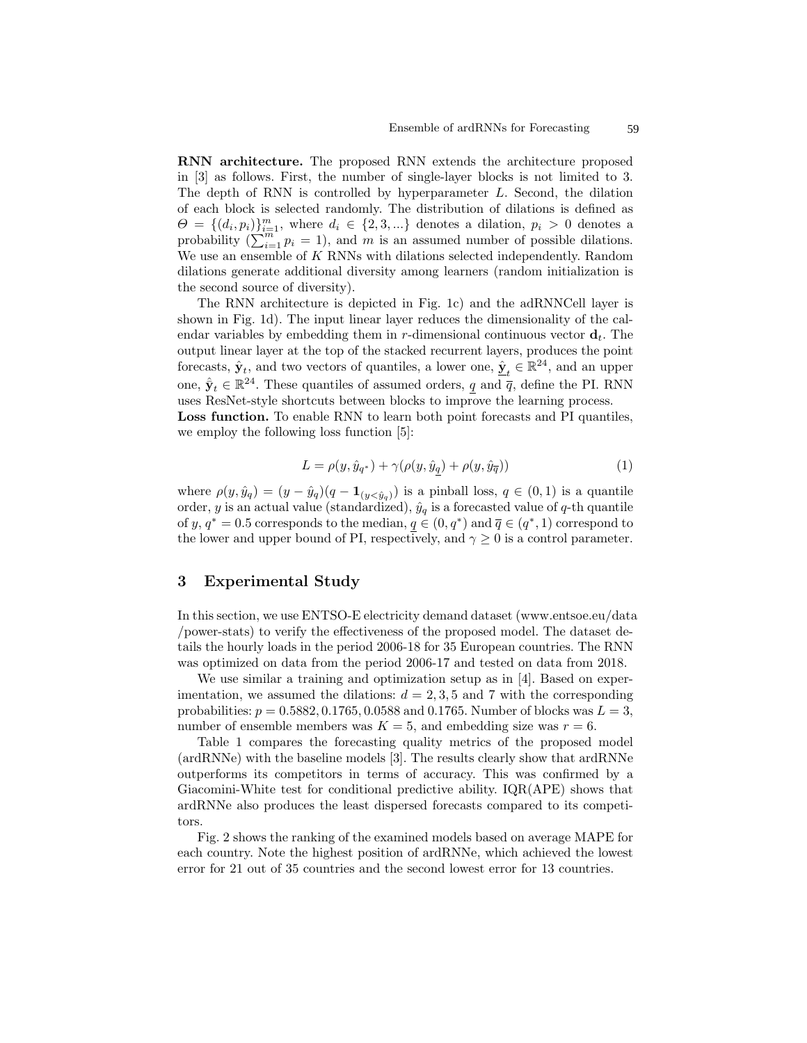**RNN architecture.** The proposed RNN extends the architecture proposed in [3] as follows. First, the number of single-layer blocks is not limited to 3. The depth of RNN is controlled by hyperparameter $L$. Second, the dilation of each block is selected randomly. The distribution of dilations is defined as $\Theta = \{(d_i, p_i)\}_{i=1}^{m}$, where $d_i \in \{2, 3, ...\}$ denotes a dilation, $p_i > 0$ denotes a probability ($\sum_{i=1}^{m} p_i = 1$), and $m$ is an assumed number of possible dilations. We use an ensemble of $K$ RNNs with dilations selected independently. Random dilations generate additional diversity among learners (random initialization is the second source of diversity).

The RNN architecture is depicted in Fig. 1c) and the adRNNCell layer is shown in Fig. 1d). The input linear layer reduces the dimensionality of the calendar variables by embedding them in $r$-dimensional continuous vector $\mathbf{d}_t$. The output linear layer at the top of the stacked recurrent layers, produces the point forecasts, $\hat{\mathbf{y}}_t$, and two vectors of quantiles, a lower one, $\hat{\underline{\mathbf{y}}}_t \in \mathbb{R}^{24}$, and an upper one, $\hat{\overline{\mathbf{y}}}_t \in \mathbb{R}^{24}$. These quantiles of assumed orders, $\underline{q}$ and $\overline{q}$, define the PI. RNN uses ResNet-style shortcuts between blocks to improve the learning process.

**Loss function.** To enable RNN to learn both point forecasts and PI quantiles, we employ the following loss function [5]:

$$L = \rho(y, \hat{y}_{q^*}) + \gamma(\rho(y, \hat{y}_{\underline{q}}) + \rho(y, \hat{y}_{\overline{q}})) \tag{1}$$

where $\rho(y, \hat{y}_q) = (y - \hat{y}_q)(q - \mathbf{1}_{(y<\hat{y}_q)})$ is a pinball loss, $q \in (0, 1)$ is a quantile order, $y$ is an actual value (standardized), $\hat{y}_q$ is a forecasted value of $q$-th quantile of $y$, $q^* = 0.5$ corresponds to the median, $\underline{q} \in (0, q^*)$ and $\overline{q} \in (q^*, 1)$ correspond to the lower and upper bound of PI, respectively, and $\gamma \geq 0$ is a control parameter.

## 3 Experimental Study

In this section, we use ENTSO-E electricity demand dataset (www.entsoe.eu/data/power-stats) to verify the effectiveness of the proposed model. The dataset details the hourly loads in the period 2006-18 for 35 European countries. The RNN was optimized on data from the period 2006-17 and tested on data from 2018.

We use similar a training and optimization setup as in [4]. Based on experimentation, we assumed the dilations: $d = 2, 3, 5$ and 7 with the corresponding probabilities: $p = 0.5882, 0.1765, 0.0588$ and $0.1765$. Number of blocks was $L = 3$, number of ensemble members was $K = 5$, and embedding size was $r = 6$.

Table 1 compares the forecasting quality metrics of the proposed model (ardRNNe) with the baseline models [3]. The results clearly show that ardRNNe outperforms its competitors in terms of accuracy. This was confirmed by a Giacomini-White test for conditional predictive ability. IQR(APE) shows that ardRNNe also produces the least dispersed forecasts compared to its competitors.

Fig. 2 shows the ranking of the examined models based on average MAPE for each country. Note the highest position of ardRNNe, which achieved the lowest error for 21 out of 35 countries and the second lowest error for 13 countries.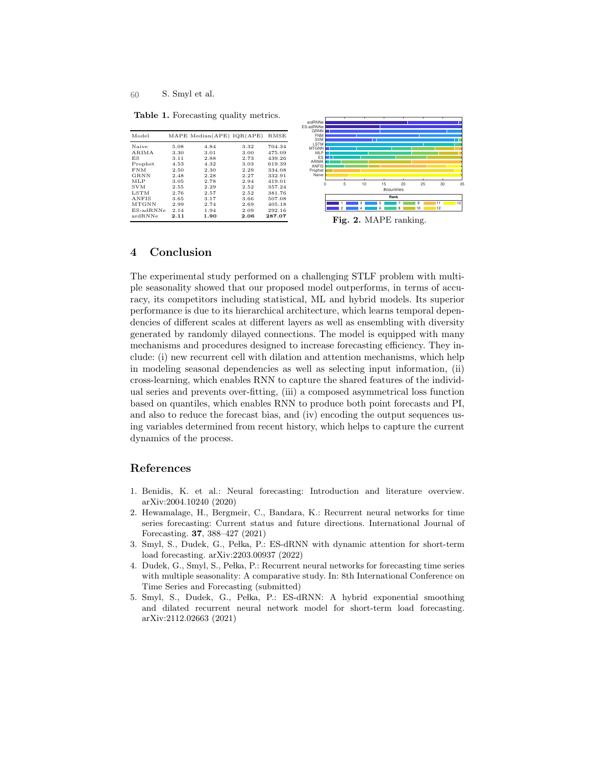**Table 1.** Forecasting quality metrics.

| Model | MAPE | Median(APE) | IQR(APE) | RMSE |
|---|---|---|---|---|
| Naive | 5.08 | 4.84 | 3.32 | 704.34 |
| ARIMA | 3.30 | 3.01 | 3.00 | 475.09 |
| ES | 3.11 | 2.88 | 2.73 | 439.26 |
| Prophet | 4.53 | 4.32 | 3.03 | 619.39 |
| FNM | 2.50 | 2.30 | 2.29 | 334.08 |
| GRNN | 2.48 | 2.28 | 2.27 | 332.91 |
| MLP | 3.05 | 2.78 | 2.94 | 419.01 |
| SVM | 2.55 | 2.29 | 2.52 | 357.24 |
| LSTM | 2.76 | 2.57 | 2.52 | 381.76 |
| ANFIS | 3.65 | 3.17 | 3.66 | 507.08 |
| MTGNN | 2.99 | 2.74 | 2.69 | 405.18 |
| ES-adRNNe | 2.14 | 1.94 | 2.09 | 292.16 |
| ardRNNe | **2.11** | **1.90** | **2.06** | **287.07** |

ardRNNe
ES-adRNNe
GRNN
FNM
SVM
LSTM
MTGNN
MLP
ES
ARIMA
ANFIS
Prophet
Naive

0 5 10 15 20 25 30 35
#countries

Rank
1 2 3 4 5 6 7 8 9 10 11 12 13

**Fig. 2.** MAPE ranking.

## 4 Conclusion

The experimental study performed on a challenging STLF problem with multiple seasonality showed that our proposed model outperforms, in terms of accuracy, its competitors including statistical, ML and hybrid models. Its superior performance is due to its hierarchical architecture, which learns temporal dependencies of different scales at different layers as well as ensembling with diversity generated by randomly dilayed connections. The model is equipped with many mechanisms and procedures designed to increase forecasting efficiency. They include: (i) new recurrent cell with dilation and attention mechanisms, which help in modeling seasonal dependencies as well as selecting input information, (ii) cross-learning, which enables RNN to capture the shared features of the individual series and prevents over-fitting, (iii) a composed asymmetrical loss function based on quantiles, which enables RNN to produce both point forecasts and PI, and also to reduce the forecast bias, and (iv) encoding the output sequences using variables determined from recent history, which helps to capture the current dynamics of the process.

## References

1. Benidis, K. et al.: Neural forecasting: Introduction and literature overview. arXiv:2004.10240 (2020)
2. Hewamalage, H., Bergmeir, C., Bandara, K.: Recurrent neural networks for time series forecasting: Current status and future directions. International Journal of Forecasting. **37**, 388–427 (2021)
3. Smyl, S., Dudek, G., Pełka, P.: ES-dRNN with dynamic attention for short-term load forecasting. arXiv:2203.00937 (2022)
4. Dudek, G., Smyl, S., Pełka, P.: Recurrent neural networks for forecasting time series with multiple seasonality: A comparative study. In: 8th International Conference on Time Series and Forecasting (submitted)
5. Smyl, S., Dudek, G., Pełka, P.: ES-dRNN: A hybrid exponential smoothing and dilated recurrent neural network model for short-term load forecasting. arXiv:2112.02663 (2021)